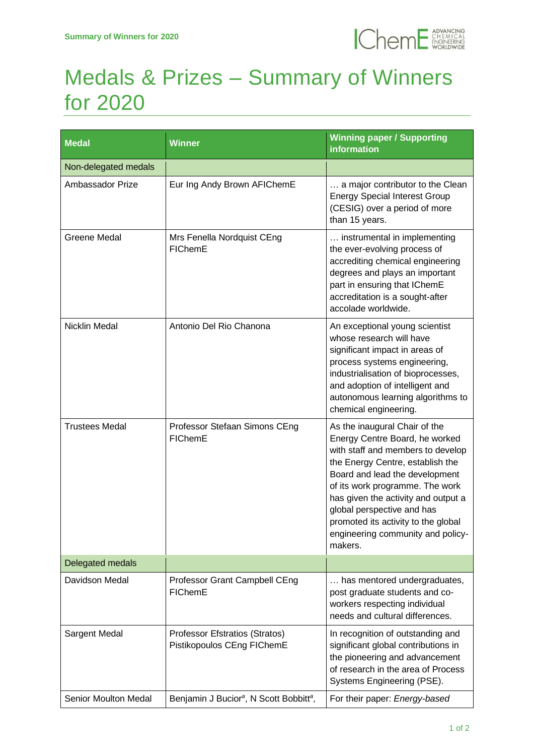# Medals & Prizes – Summary of Winners for 2020

| Medal | Winner | Winning paper / Supporting information |
|---|---|---|
| Non-delegated medals | | |
| Ambassador Prize | Eur Ing Andy Brown AFIChemE | … a major contributor to the Clean Energy Special Interest Group (CESIG) over a period of more than 15 years. |
| Greene Medal | Mrs Fenella Nordquist CEng FIChemE | … instrumental in implementing the ever-evolving process of accrediting chemical engineering degrees and plays an important part in ensuring that IChemE accreditation is a sought-after accolade worldwide. |
| Nicklin Medal | Antonio Del Rio Chanona | An exceptional young scientist whose research will have significant impact in areas of process systems engineering, industrialisation of bioprocesses, and adoption of intelligent and autonomous learning algorithms to chemical engineering. |
| Trustees Medal | Professor Stefaan Simons CEng FIChemE | As the inaugural Chair of the Energy Centre Board, he worked with staff and members to develop the Energy Centre, establish the Board and lead the development of its work programme. The work has given the activity and output a global perspective and has promoted its activity to the global engineering community and policy-makers. |
| Delegated medals | | |
| Davidson Medal | Professor Grant Campbell CEng FIChemE | … has mentored undergraduates, post graduate students and co-workers respecting individual needs and cultural differences. |
| Sargent Medal | Professor Efstratios (Stratos) Pistikopoulos CEng FIChemE | In recognition of outstanding and significant global contributions in the pioneering and advancement of research in the area of Process Systems Engineering (PSE). |
| Senior Moulton Medal | Benjamin J Bucior[a], N Scott Bobbitt[a], | For their paper: *Energy-based* |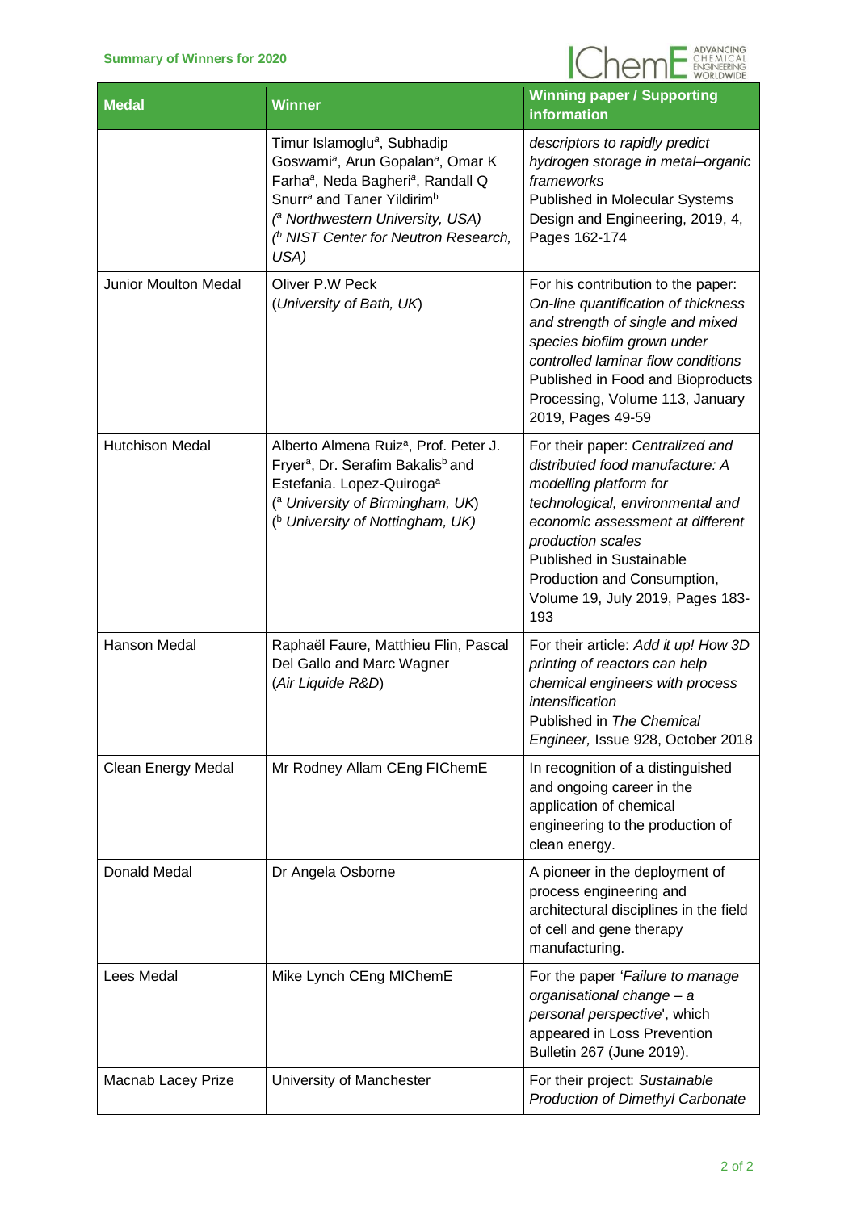| Medal | Winner | Winning paper / Supporting information |
|---|---|---|
| | Timur Islamoglu[a], Subhadip Goswami[a], Arun Gopalan[a], Omar K Farha[a], Neda Bagheri[a], Randall Q Snurr[a] and Taner Yildirim[b] *([a] Northwestern University, USA)* *([b] NIST Center for Neutron Research, USA)* | *descriptors to rapidly predict hydrogen storage in metal–organic frameworks* Published in Molecular Systems Design and Engineering, 2019, 4, Pages 162-174 |
| Junior Moulton Medal | Oliver P.W Peck (*University of Bath, UK*) | For his contribution to the paper: *On-line quantification of thickness and strength of single and mixed species biofilm grown under controlled laminar flow conditions* Published in Food and Bioproducts Processing, Volume 113, January 2019, Pages 49-59 |
| Hutchison Medal | Alberto Almena Ruiz[a], Prof. Peter J. Fryer[a], Dr. Serafim Bakalis[b] and Estefania. Lopez-Quiroga[a] ([a] *University of Birmingham, UK*) ([b] *University of Nottingham, UK)* | For their paper: *Centralized and distributed food manufacture: A modelling platform for technological, environmental and economic assessment at different production scales* Published in Sustainable Production and Consumption, Volume 19, July 2019, Pages 183-193 |
| Hanson Medal | Raphaël Faure, Matthieu Flin, Pascal Del Gallo and Marc Wagner (*Air Liquide R&D*) | For their article: *Add it up! How 3D printing of reactors can help chemical engineers with process intensification* Published in *The Chemical Engineer,* Issue 928, October 2018 |
| Clean Energy Medal | Mr Rodney Allam CEng FIChemE | In recognition of a distinguished and ongoing career in the application of chemical engineering to the production of clean energy. |
| Donald Medal | Dr Angela Osborne | A pioneer in the deployment of process engineering and architectural disciplines in the field of cell and gene therapy manufacturing. |
| Lees Medal | Mike Lynch CEng MIChemE | For the paper '*Failure to manage organisational change – a personal perspective*', which appeared in Loss Prevention Bulletin 267 (June 2019). |
| Macnab Lacey Prize | University of Manchester | For their project: *Sustainable Production of Dimethyl Carbonate* |